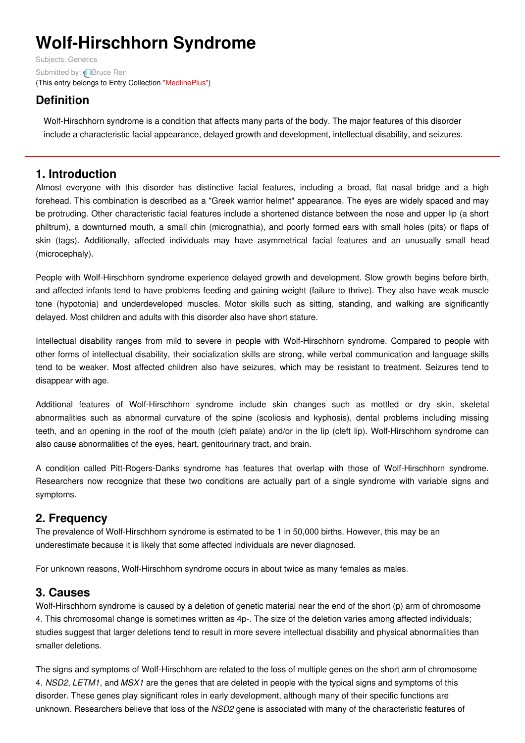# Wolf-Hirschhorn Syndrome

Subjects: Genetics

Submitted by: Bruce Ren

(This entry belongs to Entry Collection "MedlinePlus")

## Definition

Wolf-Hirschhorn syndrome is a condition that affects many parts of the body. The major features of this disorder include a characteristic facial appearance, delayed growth and development, intellectual disability, and seizures.

## 1. Introduction

Almost everyone with this disorder has distinctive facial features, including a broad, flat nasal bridge and a high forehead. This combination is described as a "Greek warrior helmet" appearance. The eyes are widely spaced and may be protruding. Other characteristic facial features include a shortened distance between the nose and upper lip (a short philtrum), a downturned mouth, a small chin (micrognathia), and poorly formed ears with small holes (pits) or flaps of skin (tags). Additionally, affected individuals may have asymmetrical facial features and an unusually small head (microcephaly).

People with Wolf-Hirschhorn syndrome experience delayed growth and development. Slow growth begins before birth, and affected infants tend to have problems feeding and gaining weight (failure to thrive). They also have weak muscle tone (hypotonia) and underdeveloped muscles. Motor skills such as sitting, standing, and walking are significantly delayed. Most children and adults with this disorder also have short stature.

Intellectual disability ranges from mild to severe in people with Wolf-Hirschhorn syndrome. Compared to people with other forms of intellectual disability, their socialization skills are strong, while verbal communication and language skills tend to be weaker. Most affected children also have seizures, which may be resistant to treatment. Seizures tend to disappear with age.

Additional features of Wolf-Hirschhorn syndrome include skin changes such as mottled or dry skin, skeletal abnormalities such as abnormal curvature of the spine (scoliosis and kyphosis), dental problems including missing teeth, and an opening in the roof of the mouth (cleft palate) and/or in the lip (cleft lip). Wolf-Hirschhorn syndrome can also cause abnormalities of the eyes, heart, genitourinary tract, and brain.

A condition called Pitt-Rogers-Danks syndrome has features that overlap with those of Wolf-Hirschhorn syndrome. Researchers now recognize that these two conditions are actually part of a single syndrome with variable signs and symptoms.

## 2. Frequency

The prevalence of Wolf-Hirschhorn syndrome is estimated to be 1 in 50,000 births. However, this may be an underestimate because it is likely that some affected individuals are never diagnosed.

For unknown reasons, Wolf-Hirschhorn syndrome occurs in about twice as many females as males.

## 3. Causes

Wolf-Hirschhorn syndrome is caused by a deletion of genetic material near the end of the short (p) arm of chromosome 4. This chromosomal change is sometimes written as 4p-. The size of the deletion varies among affected individuals; studies suggest that larger deletions tend to result in more severe intellectual disability and physical abnormalities than smaller deletions.

The signs and symptoms of Wolf-Hirschhorn are related to the loss of multiple genes on the short arm of chromosome 4. *NSD2*, *LETM1*, and *MSX1* are the genes that are deleted in people with the typical signs and symptoms of this disorder. These genes play significant roles in early development, although many of their specific functions are unknown. Researchers believe that loss of the *NSD2* gene is associated with many of the characteristic features of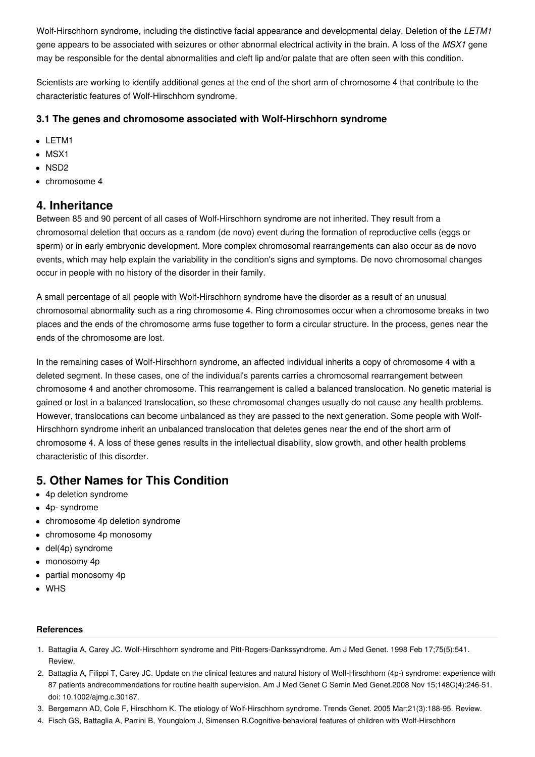Wolf-Hirschhorn syndrome, including the distinctive facial appearance and developmental delay. Deletion of the *LETM1* gene appears to be associated with seizures or other abnormal electrical activity in the brain. A loss of the *MSX1* gene may be responsible for the dental abnormalities and cleft lip and/or palate that are often seen with this condition.

Scientists are working to identify additional genes at the end of the short arm of chromosome 4 that contribute to the characteristic features of Wolf-Hirschhorn syndrome.

### 3.1 The genes and chromosome associated with Wolf-Hirschhorn syndrome

- LETM1
- MSX1
- NSD2
- chromosome 4

## 4. Inheritance

Between 85 and 90 percent of all cases of Wolf-Hirschhorn syndrome are not inherited. They result from a chromosomal deletion that occurs as a random (de novo) event during the formation of reproductive cells (eggs or sperm) or in early embryonic development. More complex chromosomal rearrangements can also occur as de novo events, which may help explain the variability in the condition's signs and symptoms. De novo chromosomal changes occur in people with no history of the disorder in their family.

A small percentage of all people with Wolf-Hirschhorn syndrome have the disorder as a result of an unusual chromosomal abnormality such as a ring chromosome 4. Ring chromosomes occur when a chromosome breaks in two places and the ends of the chromosome arms fuse together to form a circular structure. In the process, genes near the ends of the chromosome are lost.

In the remaining cases of Wolf-Hirschhorn syndrome, an affected individual inherits a copy of chromosome 4 with a deleted segment. In these cases, one of the individual's parents carries a chromosomal rearrangement between chromosome 4 and another chromosome. This rearrangement is called a balanced translocation. No genetic material is gained or lost in a balanced translocation, so these chromosomal changes usually do not cause any health problems. However, translocations can become unbalanced as they are passed to the next generation. Some people with Wolf-Hirschhorn syndrome inherit an unbalanced translocation that deletes genes near the end of the short arm of chromosome 4. A loss of these genes results in the intellectual disability, slow growth, and other health problems characteristic of this disorder.

## 5. Other Names for This Condition

- 4p deletion syndrome
- 4p- syndrome
- chromosome 4p deletion syndrome
- chromosome 4p monosomy
- del(4p) syndrome
- monosomy 4p
- partial monosomy 4p
- WHS

#### References

1. Battaglia A, Carey JC. Wolf-Hirschhorn syndrome and Pitt-Rogers-Dankssyndrome. Am J Med Genet. 1998 Feb 17;75(5):541. Review.
2. Battaglia A, Filippi T, Carey JC. Update on the clinical features and natural history of Wolf-Hirschhorn (4p-) syndrome: experience with 87 patients andrecommendations for routine health supervision. Am J Med Genet C Semin Med Genet.2008 Nov 15;148C(4):246-51. doi: 10.1002/ajmg.c.30187.
3. Bergemann AD, Cole F, Hirschhorn K. The etiology of Wolf-Hirschhorn syndrome. Trends Genet. 2005 Mar;21(3):188-95. Review.
4. Fisch GS, Battaglia A, Parrini B, Youngblom J, Simensen R.Cognitive-behavioral features of children with Wolf-Hirschhorn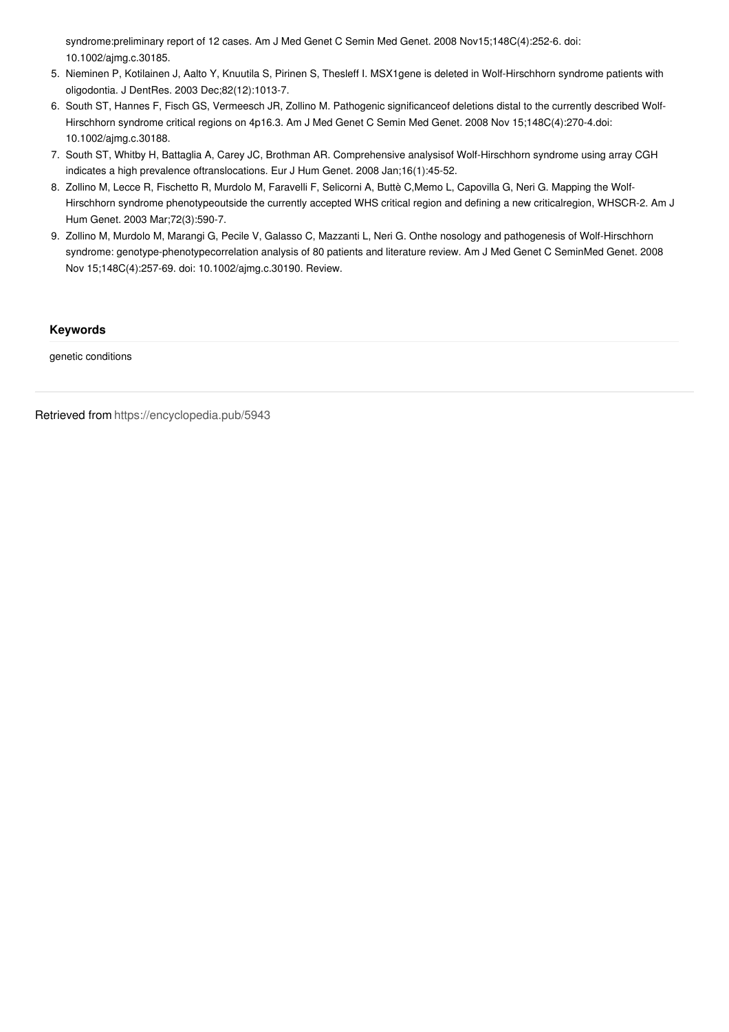syndrome:preliminary report of 12 cases. Am J Med Genet C Semin Med Genet. 2008 Nov15;148C(4):252-6. doi: 10.1002/ajmg.c.30185.

5. Nieminen P, Kotilainen J, Aalto Y, Knuutila S, Pirinen S, Thesleff I. MSX1gene is deleted in Wolf-Hirschhorn syndrome patients with oligodontia. J DentRes. 2003 Dec;82(12):1013-7.
6. South ST, Hannes F, Fisch GS, Vermeesch JR, Zollino M. Pathogenic significanceof deletions distal to the currently described Wolf-Hirschhorn syndrome critical regions on 4p16.3. Am J Med Genet C Semin Med Genet. 2008 Nov 15;148C(4):270-4.doi: 10.1002/ajmg.c.30188.
7. South ST, Whitby H, Battaglia A, Carey JC, Brothman AR. Comprehensive analysisof Wolf-Hirschhorn syndrome using array CGH indicates a high prevalence oftranslocations. Eur J Hum Genet. 2008 Jan;16(1):45-52.
8. Zollino M, Lecce R, Fischetto R, Murdolo M, Faravelli F, Selicorni A, Buttè C,Memo L, Capovilla G, Neri G. Mapping the Wolf-Hirschhorn syndrome phenotypeoutside the currently accepted WHS critical region and defining a new criticalregion, WHSCR-2. Am J Hum Genet. 2003 Mar;72(3):590-7.
9. Zollino M, Murdolo M, Marangi G, Pecile V, Galasso C, Mazzanti L, Neri G. Onthe nosology and pathogenesis of Wolf-Hirschhorn syndrome: genotype-phenotypecorrelation analysis of 80 patients and literature review. Am J Med Genet C SeminMed Genet. 2008 Nov 15;148C(4):257-69. doi: 10.1002/ajmg.c.30190. Review.

### Keywords

genetic conditions

Retrieved from https://encyclopedia.pub/5943